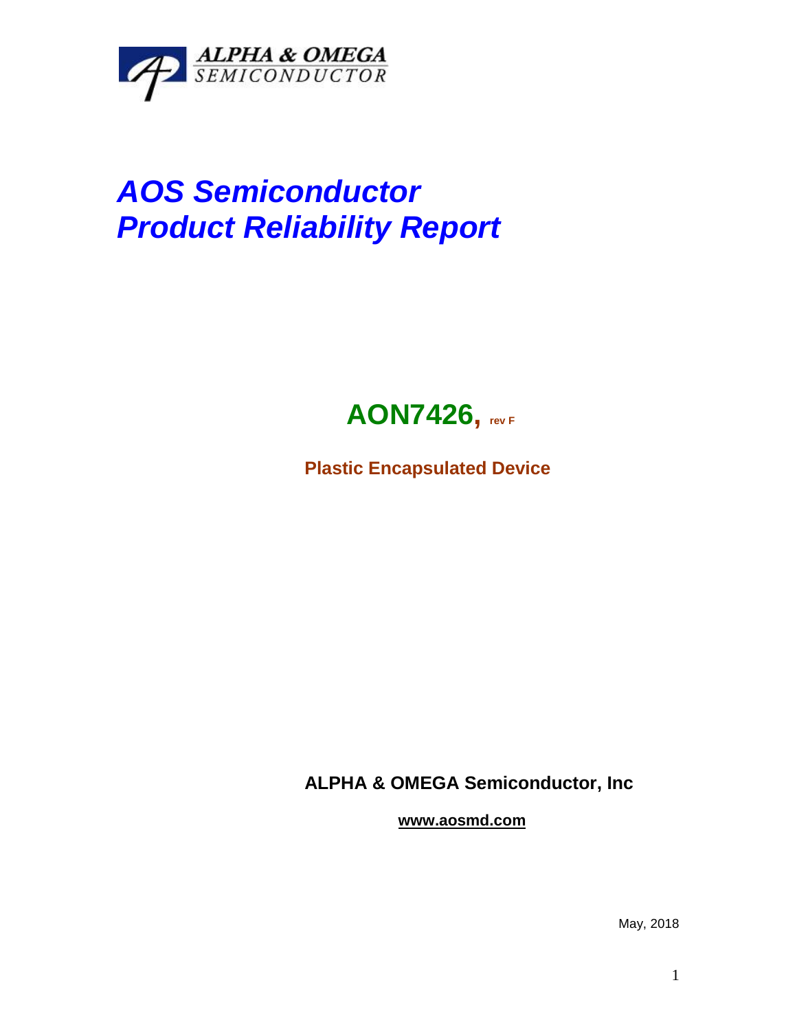ALPHA & OMEGA
SEMICONDUCTOR

# *AOS Semiconductor*
# *Product Reliability Report*

## AON7426, rev F

**Plastic Encapsulated Device**

**ALPHA & OMEGA Semiconductor, Inc**

**www.aosmd.com**

May, 2018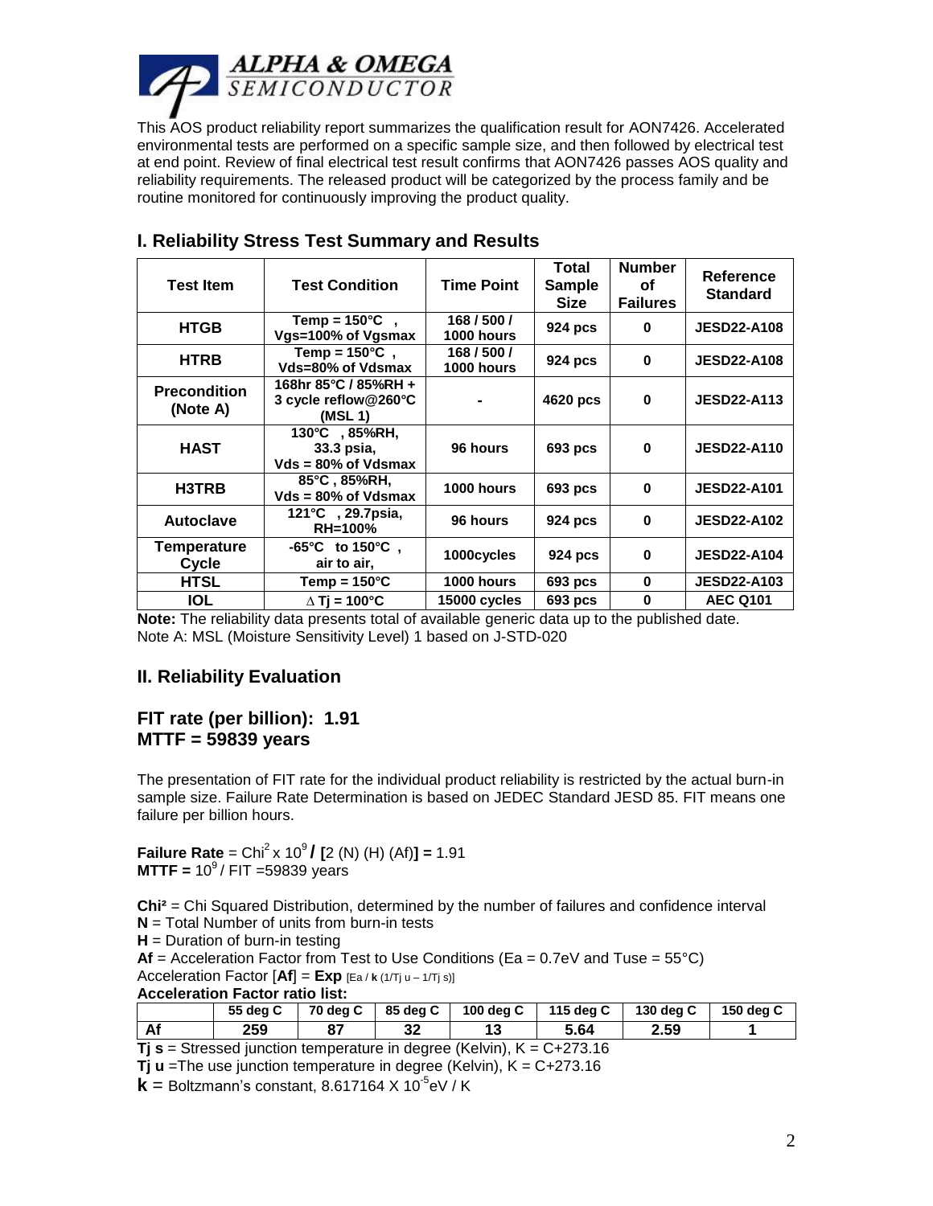ALPHA & OMEGA SEMICONDUCTOR

This AOS product reliability report summarizes the qualification result for AON7426. Accelerated environmental tests are performed on a specific sample size, and then followed by electrical test at end point. Review of final electrical test result confirms that AON7426 passes AOS quality and reliability requirements. The released product will be categorized by the process family and be routine monitored for continuously improving the product quality.

## I. Reliability Stress Test Summary and Results

| Test Item | Test Condition | Time Point | Total Sample Size | Number of Failures | Reference Standard |
|---|---|---|---|---|---|
| HTGB | Temp = 150°C , Vgs=100% of Vgsmax | 168 / 500 / 1000 hours | 924 pcs | 0 | JESD22-A108 |
| HTRB | Temp = 150°C , Vds=80% of Vdsmax | 168 / 500 / 1000 hours | 924 pcs | 0 | JESD22-A108 |
| Precondition (Note A) | 168hr 85°C / 85%RH + 3 cycle reflow@260°C (MSL 1) | - | 4620 pcs | 0 | JESD22-A113 |
| HAST | 130°C , 85%RH, 33.3 psia, Vds = 80% of Vdsmax | 96 hours | 693 pcs | 0 | JESD22-A110 |
| H3TRB | 85°C , 85%RH, Vds = 80% of Vdsmax | 1000 hours | 693 pcs | 0 | JESD22-A101 |
| Autoclave | 121°C , 29.7psia, RH=100% | 96 hours | 924 pcs | 0 | JESD22-A102 |
| Temperature Cycle | -65°C to 150°C , air to air, | 1000cycles | 924 pcs | 0 | JESD22-A104 |
| HTSL | Temp = 150°C | 1000 hours | 693 pcs | 0 | JESD22-A103 |
| IOL | $\Delta$ Tj = 100°C | 15000 cycles | 693 pcs | 0 | AEC Q101 |

**Note:** The reliability data presents total of available generic data up to the published date.
Note A: MSL (Moisture Sensitivity Level) 1 based on J-STD-020

## II. Reliability Evaluation

### FIT rate (per billion): 1.91
### MTTF = 59839 years

The presentation of FIT rate for the individual product reliability is restricted by the actual burn-in sample size. Failure Rate Determination is based on JEDEC Standard JESD 85. FIT means one failure per billion hours.

**Failure Rate** = $Chi^2 \times 10^9$ **/ [**2 (N) (H) (Af)**] =** 1.91
**MTTF =** $10^9$ / FIT =59839 years

**Chi²** = Chi Squared Distribution, determined by the number of failures and confidence interval
**N** = Total Number of units from burn-in tests
**H** = Duration of burn-in testing
**Af** = Acceleration Factor from Test to Use Conditions (Ea = 0.7eV and Tuse = 55°C)
Acceleration Factor [**Af**] = **Exp** [Ea / **k** (1/Tj u – 1/Tj s)]

**Acceleration Factor ratio list:**

| | 55 deg C | 70 deg C | 85 deg C | 100 deg C | 115 deg C | 130 deg C | 150 deg C |
|---|---|---|---|---|---|---|---|
| Af | 259 | 87 | 32 | 13 | 5.64 | 2.59 | 1 |

**Tj s** = Stressed junction temperature in degree (Kelvin), K = C+273.16
**Tj u** =The use junction temperature in degree (Kelvin), K = C+273.16
**k** = Boltzmann's constant, 8.617164 X $10^{-5}$eV / K